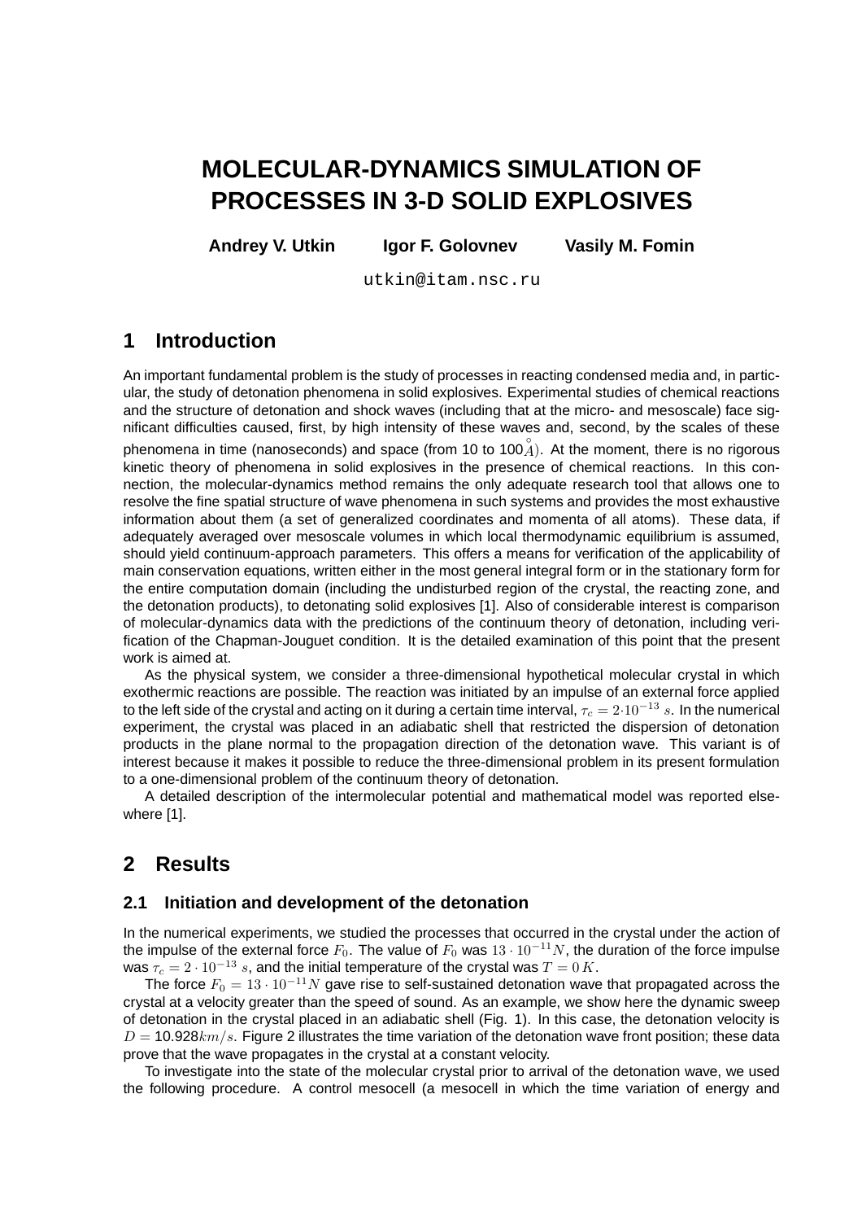# MOLECULAR-DYNAMICS SIMULATION OF PROCESSES IN 3-D SOLID EXPLOSIVES

**Andrey V. Utkin** **Igor F. Golovnev** **Vasily M. Fomin**

utkin@itam.nsc.ru

## 1 Introduction

An important fundamental problem is the study of processes in reacting condensed media and, in particular, the study of detonation phenomena in solid explosives. Experimental studies of chemical reactions and the structure of detonation and shock waves (including that at the micro- and mesoscale) face significant difficulties caused, first, by high intensity of these waves and, second, by the scales of these phenomena in time (nanoseconds) and space (from 10 to 100$\overset{\circ}{A}$). At the moment, there is no rigorous kinetic theory of phenomena in solid explosives in the presence of chemical reactions. In this connection, the molecular-dynamics method remains the only adequate research tool that allows one to resolve the fine spatial structure of wave phenomena in such systems and provides the most exhaustive information about them (a set of generalized coordinates and momenta of all atoms). These data, if adequately averaged over mesoscale volumes in which local thermodynamic equilibrium is assumed, should yield continuum-approach parameters. This offers a means for verification of the applicability of main conservation equations, written either in the most general integral form or in the stationary form for the entire computation domain (including the undisturbed region of the crystal, the reacting zone, and the detonation products), to detonating solid explosives [1]. Also of considerable interest is comparison of molecular-dynamics data with the predictions of the continuum theory of detonation, including verification of the Chapman-Jouguet condition. It is the detailed examination of this point that the present work is aimed at.

As the physical system, we consider a three-dimensional hypothetical molecular crystal in which exothermic reactions are possible. The reaction was initiated by an impulse of an external force applied to the left side of the crystal and acting on it during a certain time interval, $\tau_c = 2 \cdot 10^{-13}\ s$. In the numerical experiment, the crystal was placed in an adiabatic shell that restricted the dispersion of detonation products in the plane normal to the propagation direction of the detonation wave. This variant is of interest because it makes it possible to reduce the three-dimensional problem in its present formulation to a one-dimensional problem of the continuum theory of detonation.

A detailed description of the intermolecular potential and mathematical model was reported elsewhere [1].

## 2 Results

### 2.1 Initiation and development of the detonation

In the numerical experiments, we studied the processes that occurred in the crystal under the action of the impulse of the external force $F_0$. The value of $F_0$ was $13 \cdot 10^{-11} N$, the duration of the force impulse was $\tau_c = 2 \cdot 10^{-13}\ s$, and the initial temperature of the crystal was $T = 0\,K$.

The force $F_0 = 13 \cdot 10^{-11} N$ gave rise to self-sustained detonation wave that propagated across the crystal at a velocity greater than the speed of sound. As an example, we show here the dynamic sweep of detonation in the crystal placed in an adiabatic shell (Fig. 1). In this case, the detonation velocity is $D = 10.928\,km/s$. Figure 2 illustrates the time variation of the detonation wave front position; these data prove that the wave propagates in the crystal at a constant velocity.

To investigate into the state of the molecular crystal prior to arrival of the detonation wave, we used the following procedure. A control mesocell (a mesocell in which the time variation of energy and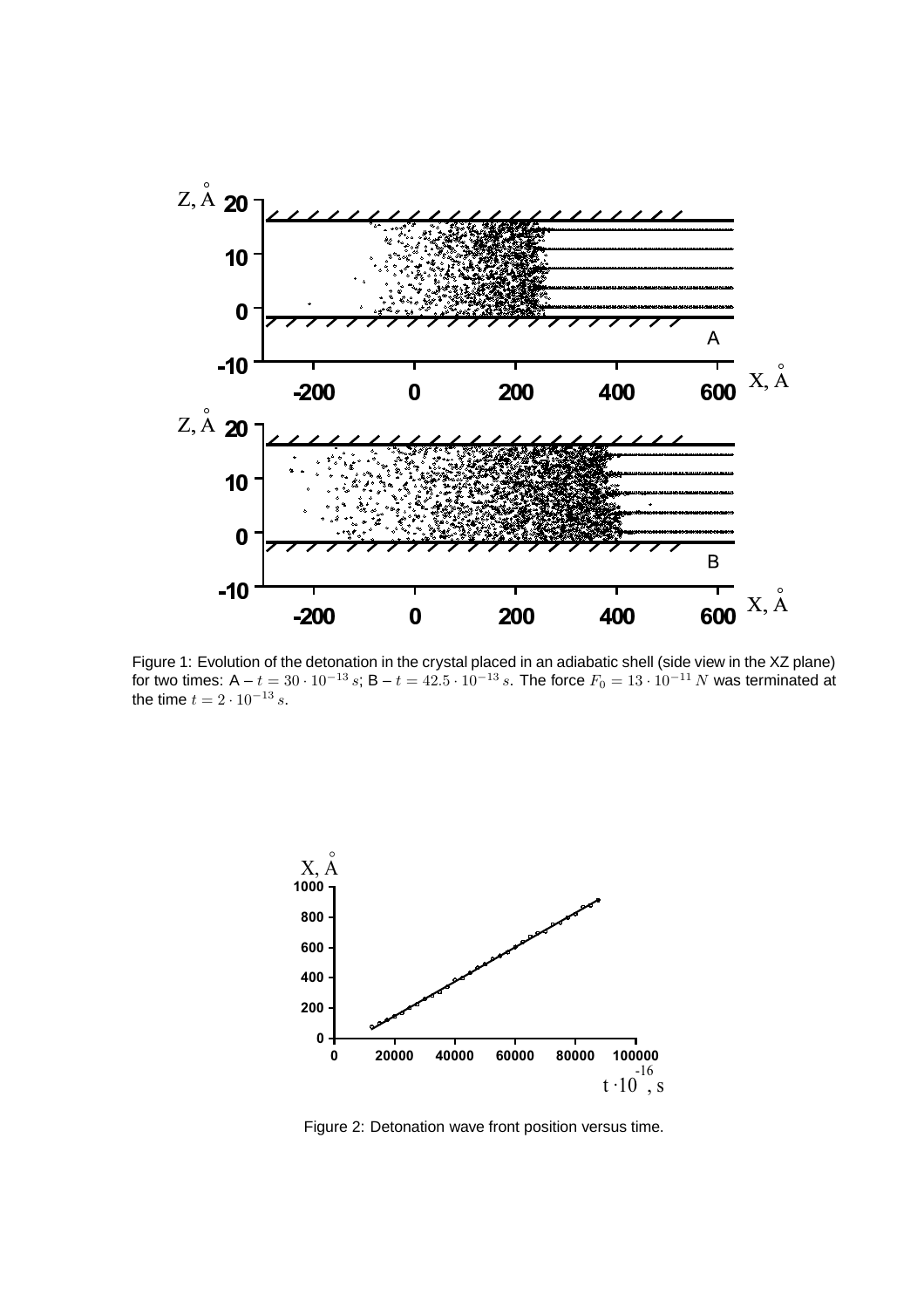Figure 1: Evolution of the detonation in the crystal placed in an adiabatic shell (side view in the XZ plane) for two times: A – $t = 30 \cdot 10^{-13}\, s$; B – $t = 42.5 \cdot 10^{-13}\, s$. The force $F_0 = 13 \cdot 10^{-11}\, N$ was terminated at the time $t = 2 \cdot 10^{-13}\, s$.

Figure 2: Detonation wave front position versus time.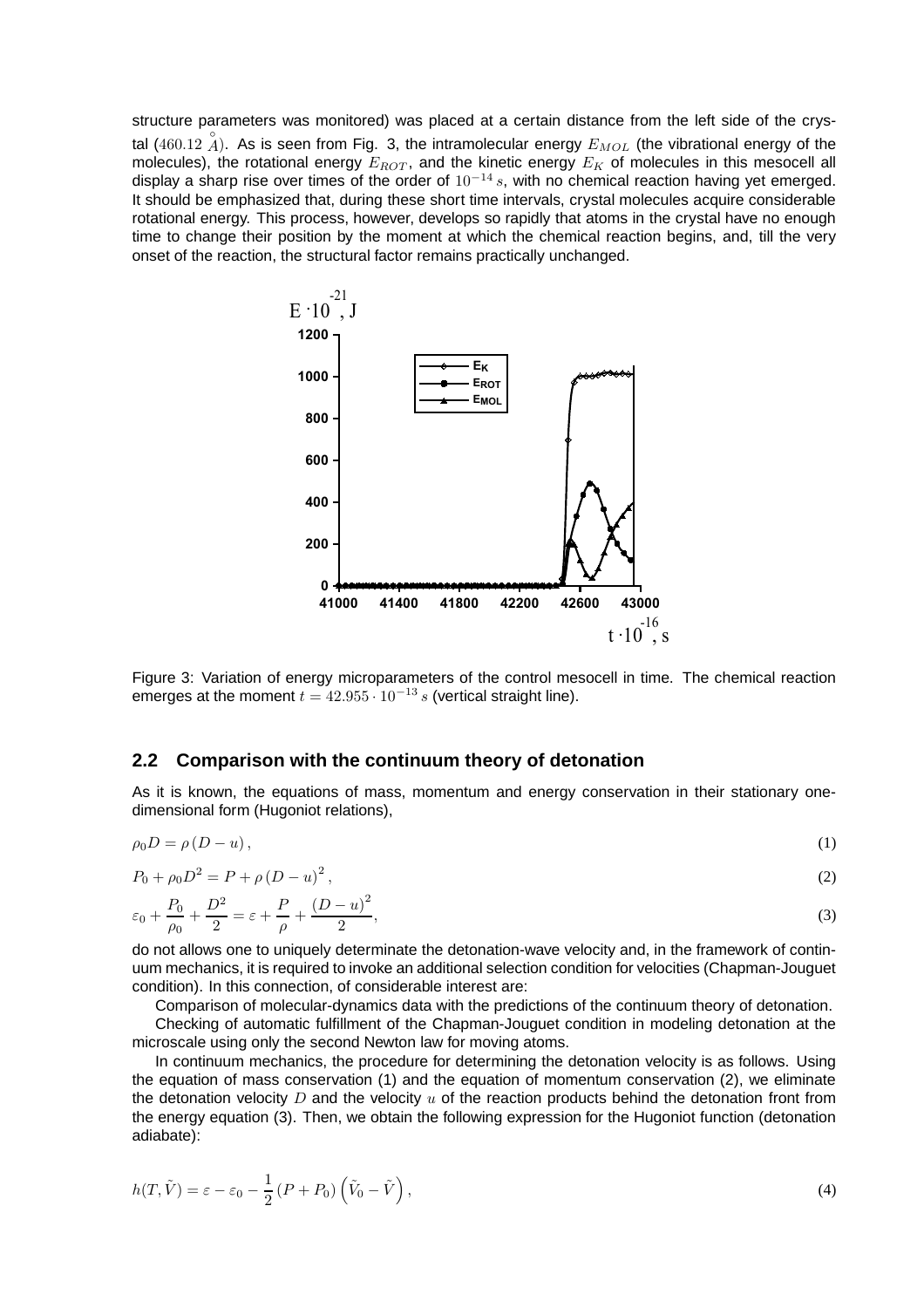structure parameters was monitored) was placed at a certain distance from the left side of the crystal ($460.12\ \overset{\circ}{A}$). As is seen from Fig. 3, the intramolecular energy $E_{MOL}$ (the vibrational energy of the molecules), the rotational energy $E_{ROT}$, and the kinetic energy $E_K$ of molecules in this mesocell all display a sharp rise over times of the order of $10^{-14}\,s$, with no chemical reaction having yet emerged. It should be emphasized that, during these short time intervals, crystal molecules acquire considerable rotational energy. This process, however, develops so rapidly that atoms in the crystal have no enough time to change their position by the moment at which the chemical reaction begins, and, till the very onset of the reaction, the structural factor remains practically unchanged.

Figure 3: Variation of energy microparameters of the control mesocell in time. The chemical reaction emerges at the moment $t = 42.955 \cdot 10^{-13}\,s$ (vertical straight line).

## 2.2 Comparison with the continuum theory of detonation

As it is known, the equations of mass, momentum and energy conservation in their stationary one-dimensional form (Hugoniot relations),

$$\rho_0 D = \rho\,(D - u)\,, \tag{1}$$

$$P_0 + \rho_0 D^2 = P + \rho\,(D - u)^2\,, \tag{2}$$

$$\varepsilon_0 + \frac{P_0}{\rho_0} + \frac{D^2}{2} = \varepsilon + \frac{P}{\rho} + \frac{(D-u)^2}{2}, \tag{3}$$

do not allows one to uniquely determinate the detonation-wave velocity and, in the framework of continuum mechanics, it is required to invoke an additional selection condition for velocities (Chapman-Jouguet condition). In this connection, of considerable interest are:

Comparison of molecular-dynamics data with the predictions of the continuum theory of detonation.

Checking of automatic fulfillment of the Chapman-Jouguet condition in modeling detonation at the microscale using only the second Newton law for moving atoms.

In continuum mechanics, the procedure for determining the detonation velocity is as follows. Using the equation of mass conservation (1) and the equation of momentum conservation (2), we eliminate the detonation velocity $D$ and the velocity $u$ of the reaction products behind the detonation front from the energy equation (3). Then, we obtain the following expression for the Hugoniot function (detonation adiabate):

$$h(T, \tilde{V}) = \varepsilon - \varepsilon_0 - \frac{1}{2}\,(P + P_0)\left(\tilde{V}_0 - \tilde{V}\right), \tag{4}$$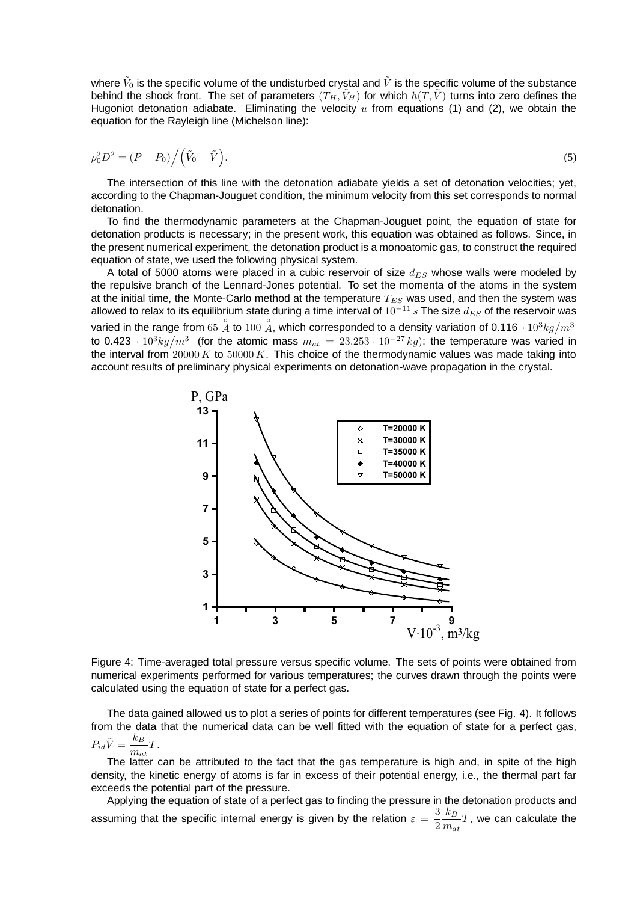where $\tilde{V}_0$ is the specific volume of the undisturbed crystal and $\tilde{V}$ is the specific volume of the substance behind the shock front. The set of parameters $(T_H, \tilde{V}_H)$ for which $h(T, \tilde{V})$ turns into zero defines the Hugoniot detonation adiabate. Eliminating the velocity $u$ from equations (1) and (2), we obtain the equation for the Rayleigh line (Michelson line):

$$\rho_0^2 D^2 = (P - P_0) \Big/ \left( \tilde{V}_0 - \tilde{V} \right). \tag{5}$$

The intersection of this line with the detonation adiabate yields a set of detonation velocities; yet, according to the Chapman-Jouguet condition, the minimum velocity from this set corresponds to normal detonation.

To find the thermodynamic parameters at the Chapman-Jouguet point, the equation of state for detonation products is necessary; in the present work, this equation was obtained as follows. Since, in the present numerical experiment, the detonation product is a monoatomic gas, to construct the required equation of state, we used the following physical system.

A total of 5000 atoms were placed in a cubic reservoir of size $d_{ES}$ whose walls were modeled by the repulsive branch of the Lennard-Jones potential. To set the momenta of the atoms in the system at the initial time, the Monte-Carlo method at the temperature $T_{ES}$ was used, and then the system was allowed to relax to its equilibrium state during a time interval of $10^{-11}\,s$ The size $d_{ES}$ of the reservoir was varied in the range from $65\ \mathring{A}$ to $100\ \mathring{A}$, which corresponded to a density variation of 0.116 $\cdot\, 10^3 kg/m^3$ to 0.423 $\cdot\, 10^3 kg/m^3$ (for the atomic mass $m_{at} = 23.253 \cdot 10^{-27}\,kg$); the temperature was varied in the interval from $20000\,K$ to $50000\,K$. This choice of the thermodynamic values was made taking into account results of preliminary physical experiments on detonation-wave propagation in the crystal.

Figure 4: Time-averaged total pressure versus specific volume. The sets of points were obtained from numerical experiments performed for various temperatures; the curves drawn through the points were calculated using the equation of state for a perfect gas.

The data gained allowed us to plot a series of points for different temperatures (see Fig. 4). It follows from the data that the numerical data can be well fitted with the equation of state for a perfect gas, $P_{id}\tilde{V} = \dfrac{k_B}{m_{at}}T$.

The latter can be attributed to the fact that the gas temperature is high and, in spite of the high density, the kinetic energy of atoms is far in excess of their potential energy, i.e., the thermal part far exceeds the potential part of the pressure.

Applying the equation of state of a perfect gas to finding the pressure in the detonation products and assuming that the specific internal energy is given by the relation $\varepsilon = \dfrac{3}{2}\dfrac{k_B}{m_{at}}T$, we can calculate the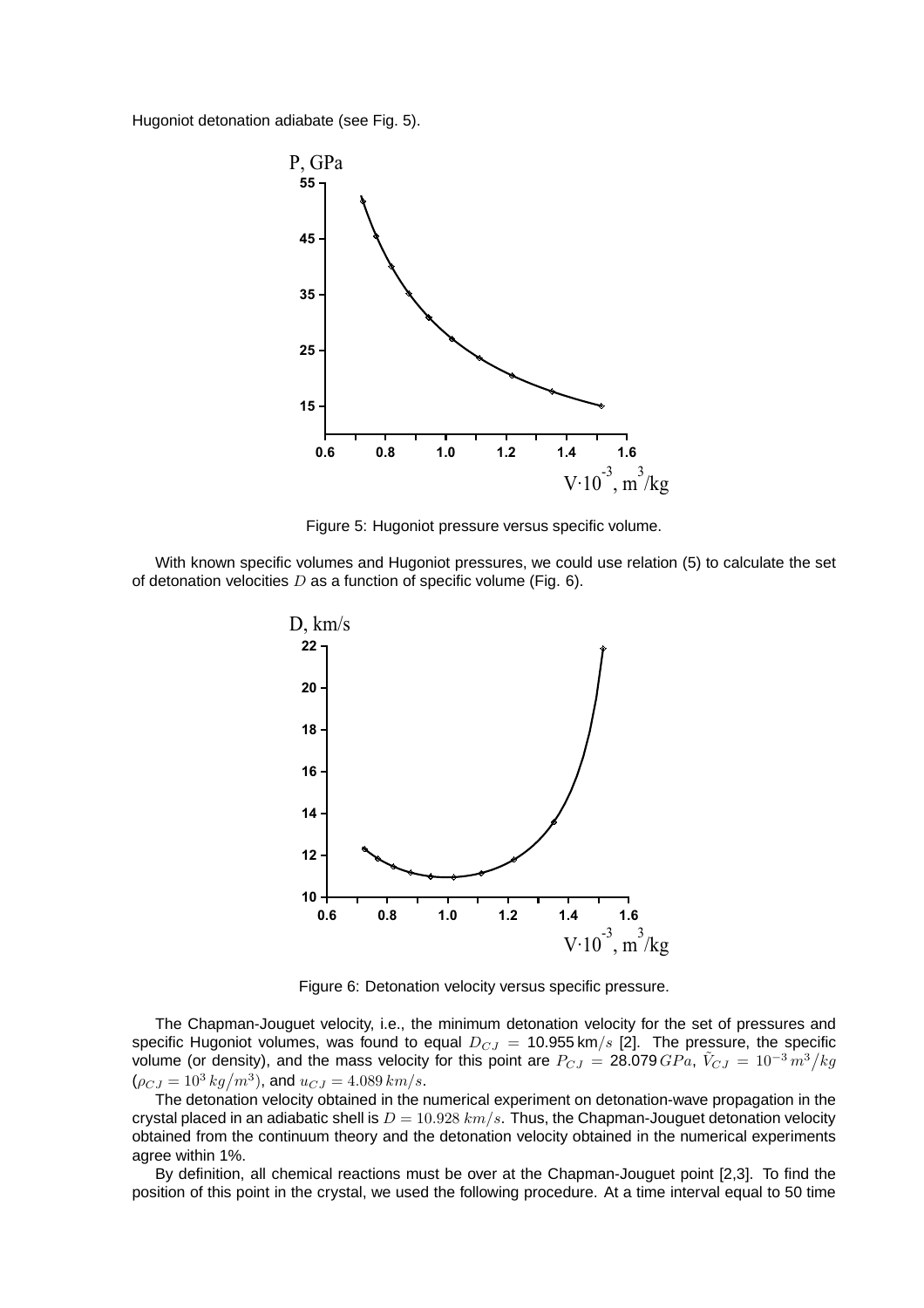Hugoniot detonation adiabate (see Fig. 5).

Figure 5: Hugoniot pressure versus specific volume.

With known specific volumes and Hugoniot pressures, we could use relation (5) to calculate the set of detonation velocities $D$ as a function of specific volume (Fig. 6).

Figure 6: Detonation velocity versus specific pressure.

The Chapman-Jouguet velocity, i.e., the minimum detonation velocity for the set of pressures and specific Hugoniot volumes, was found to equal $D_{CJ} = 10.955\,\text{km}/s$ [2]. The pressure, the specific volume (or density), and the mass velocity for this point are $P_{CJ} = 28.079\,GPa$, $\hat{V}_{CJ} = 10^{-3}\,m^3/kg$ ($\rho_{CJ} = 10^3\,kg/m^3$), and $u_{CJ} = 4.089\,km/s$.

The detonation velocity obtained in the numerical experiment on detonation-wave propagation in the crystal placed in an adiabatic shell is $D = 10.928\,km/s$. Thus, the Chapman-Jouguet detonation velocity obtained from the continuum theory and the detonation velocity obtained in the numerical experiments agree within 1%.

By definition, all chemical reactions must be over at the Chapman-Jouguet point [2,3]. To find the position of this point in the crystal, we used the following procedure. At a time interval equal to 50 time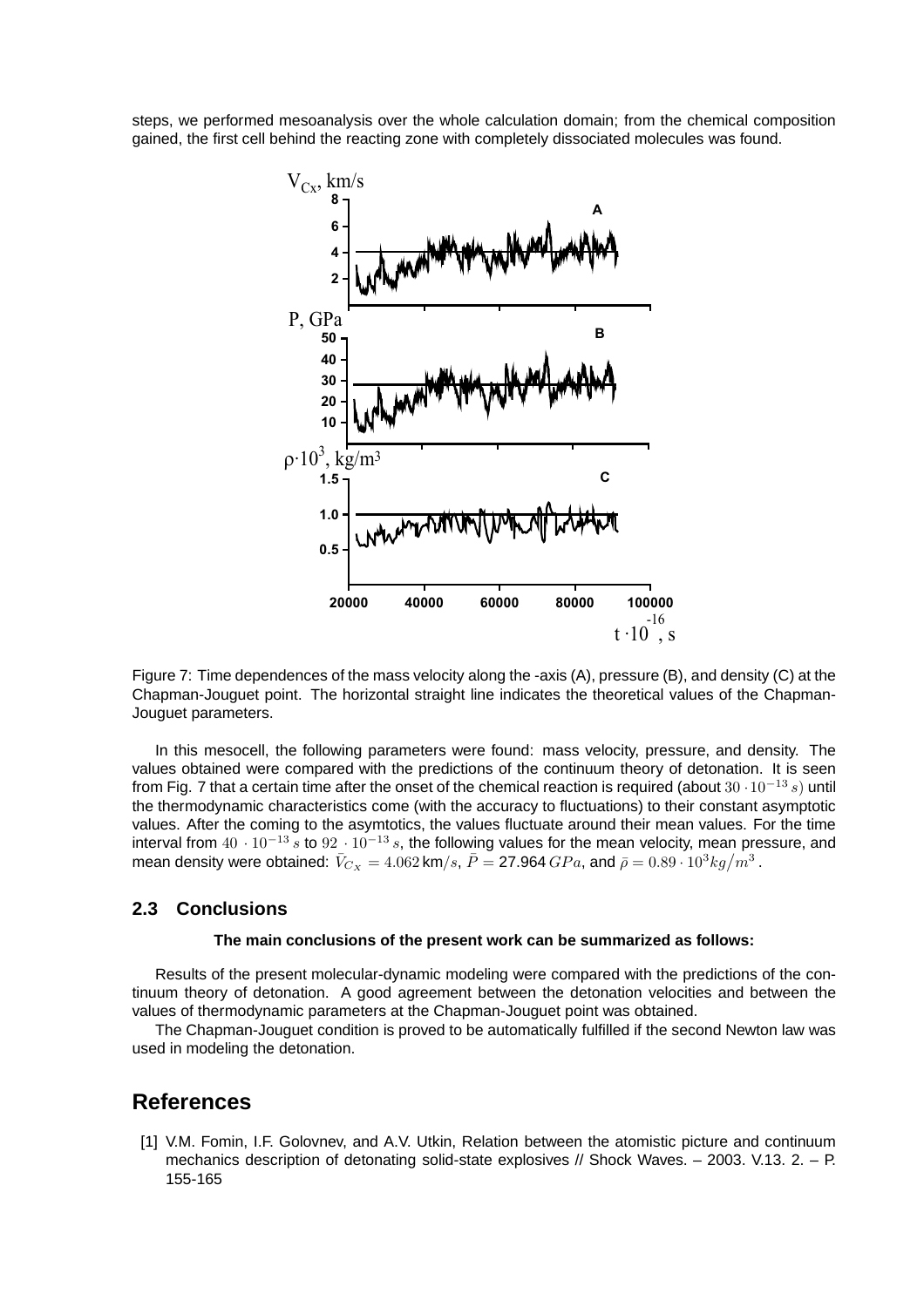steps, we performed mesoanalysis over the whole calculation domain; from the chemical composition gained, the first cell behind the reacting zone with completely dissociated molecules was found.

Figure 7: Time dependences of the mass velocity along the -axis (A), pressure (B), and density (C) at the Chapman-Jouguet point. The horizontal straight line indicates the theoretical values of the Chapman-Jouguet parameters.

In this mesocell, the following parameters were found: mass velocity, pressure, and density. The values obtained were compared with the predictions of the continuum theory of detonation. It is seen from Fig. 7 that a certain time after the onset of the chemical reaction is required (about $30 \cdot 10^{-13}\, s$) until the thermodynamic characteristics come (with the accuracy to fluctuations) to their constant asymptotic values. After the coming to the asymtotics, the values fluctuate around their mean values. For the time interval from $40 \cdot 10^{-13}\, s$ to $92 \cdot 10^{-13}\, s$, the following values for the mean velocity, mean pressure, and mean density were obtained: $\bar{V}_{Cx} = 4.062$ km$/s$, $\bar{P} =$ 27.964 $GPa$, and $\bar{\rho} = 0.89 \cdot 10^3 kg/m^3$.

### 2.3 Conclusions

**The main conclusions of the present work can be summarized as follows:**

Results of the present molecular-dynamic modeling were compared with the predictions of the continuum theory of detonation. A good agreement between the detonation velocities and between the values of thermodynamic parameters at the Chapman-Jouguet point was obtained.

The Chapman-Jouguet condition is proved to be automatically fulfilled if the second Newton law was used in modeling the detonation.

# References

[1] V.M. Fomin, I.F. Golovnev, and A.V. Utkin, Relation between the atomistic picture and continuum mechanics description of detonating solid-state explosives // Shock Waves. – 2003. V.13. 2. – P. 155-165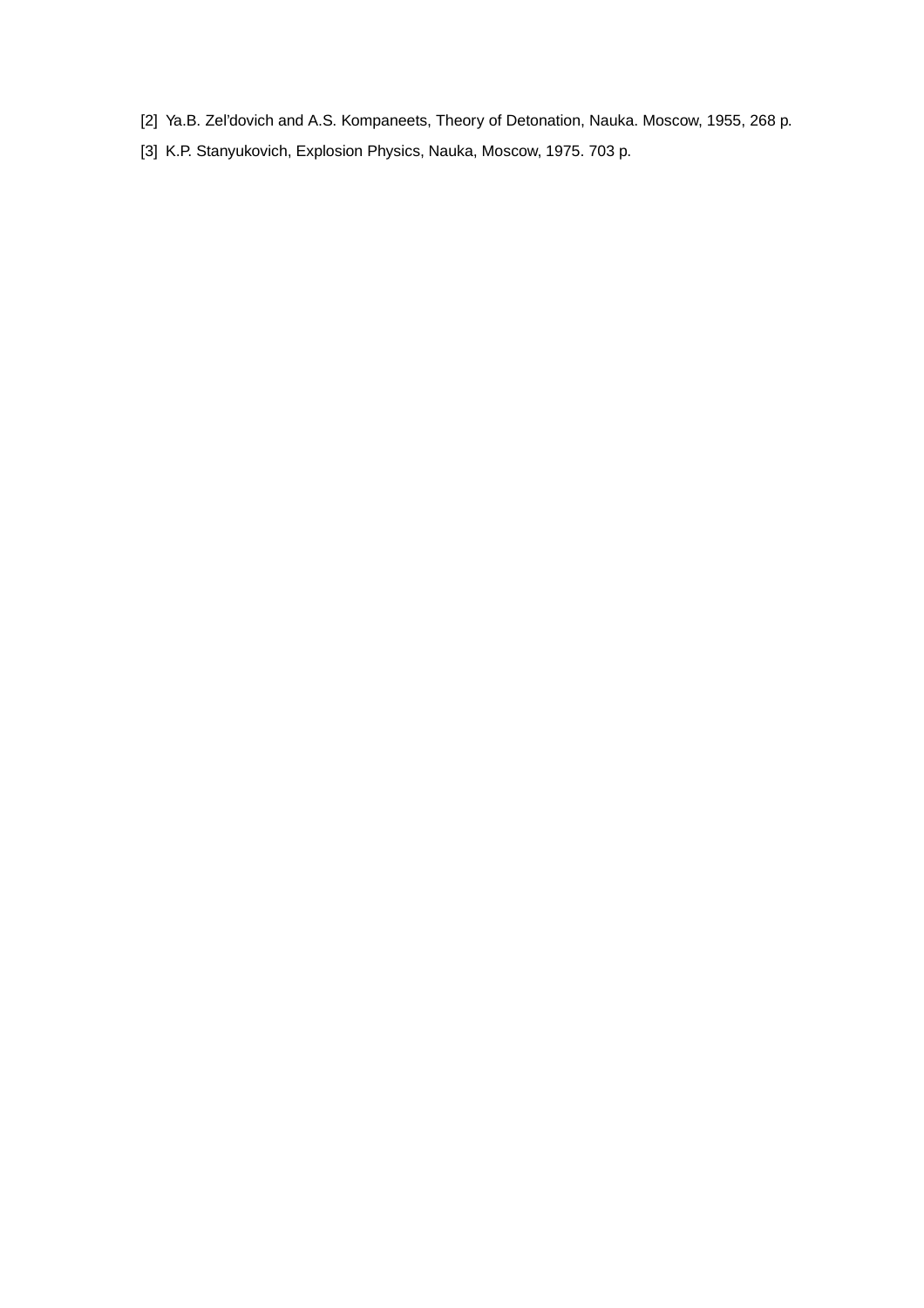[2] Ya.B. Zel'dovich and A.S. Kompaneets, Theory of Detonation, Nauka. Moscow, 1955, 268 p.

[3] K.P. Stanyukovich, Explosion Physics, Nauka, Moscow, 1975. 703 p.